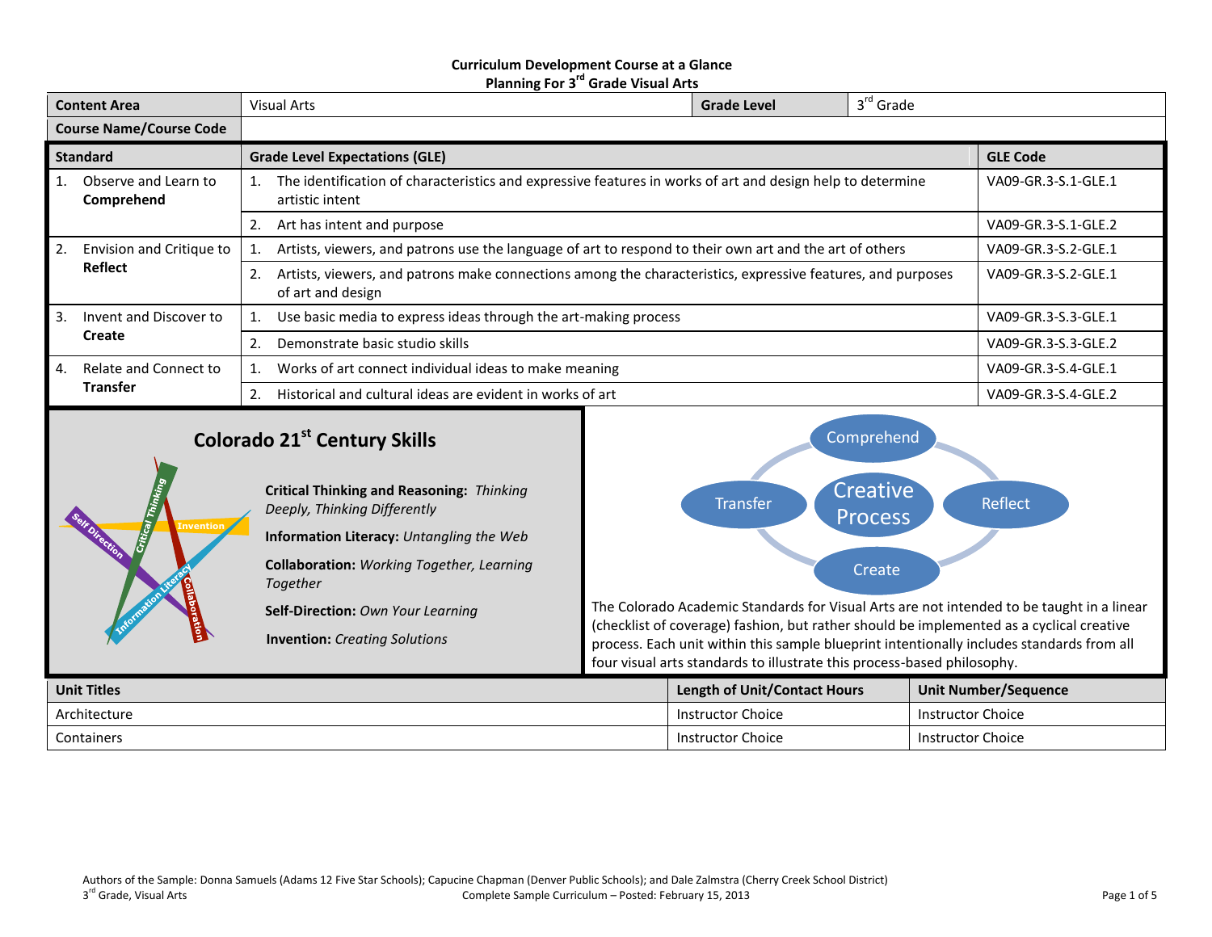**Curriculum Development Course at a Glance**
**Planning For 3rd Grade Visual Arts**

| Content Area | Visual Arts | Grade Level | 3rd Grade |
|---|---|---|---|
| Course Name/Course Code | | | |

| Standard | Grade Level Expectations (GLE) | GLE Code |
|---|---|---|
| 1. Observe and Learn to **Comprehend** | 1. The identification of characteristics and expressive features in works of art and design help to determine artistic intent | VA09-GR.3-S.1-GLE.1 |
| | 2. Art has intent and purpose | VA09-GR.3-S.1-GLE.2 |
| 2. Envision and Critique to **Reflect** | 1. Artists, viewers, and patrons use the language of art to respond to their own art and the art of others | VA09-GR.3-S.2-GLE.1 |
| | 2. Artists, viewers, and patrons make connections among the characteristics, expressive features, and purposes of art and design | VA09-GR.3-S.2-GLE.1 |
| 3. Invent and Discover to **Create** | 1. Use basic media to express ideas through the art-making process | VA09-GR.3-S.3-GLE.1 |
| | 2. Demonstrate basic studio skills | VA09-GR.3-S.3-GLE.2 |
| 4. Relate and Connect to **Transfer** | 1. Works of art connect individual ideas to make meaning | VA09-GR.3-S.4-GLE.1 |
| | 2. Historical and cultural ideas are evident in works of art | VA09-GR.3-S.4-GLE.2 |

## Colorado 21st Century Skills

**Critical Thinking and Reasoning:** *Thinking Deeply, Thinking Differently*

**Information Literacy:** *Untangling the Web*

**Collaboration:** *Working Together, Learning Together*

**Self-Direction:** *Own Your Learning*

**Invention:** *Creating Solutions*

Creative Process: Comprehend → Reflect → Create → Transfer

The Colorado Academic Standards for Visual Arts are not intended to be taught in a linear (checklist of coverage) fashion, but rather should be implemented as a cyclical creative process. Each unit within this sample blueprint intentionally includes standards from all four visual arts standards to illustrate this process-based philosophy.

| Unit Titles | Length of Unit/Contact Hours | Unit Number/Sequence |
|---|---|---|
| Architecture | Instructor Choice | Instructor Choice |
| Containers | Instructor Choice | Instructor Choice |

Authors of the Sample: Donna Samuels (Adams 12 Five Star Schools); Capucine Chapman (Denver Public Schools); and Dale Zalmstra (Cherry Creek School District)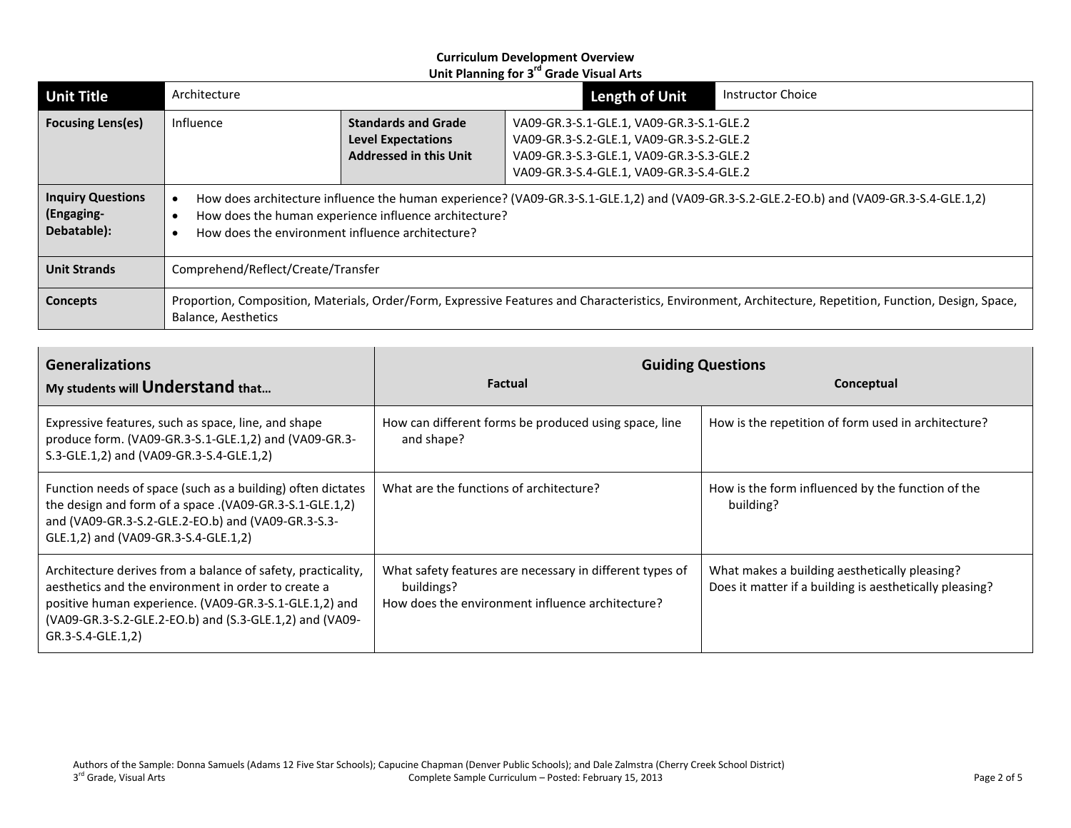**Curriculum Development Overview**
**Unit Planning for 3rd Grade Visual Arts**

| **Unit Title** | Architecture | | **Length of Unit** | Instructor Choice |
|---|---|---|---|---|
| **Focusing Lens(es)** | Influence | **Standards and Grade Level Expectations Addressed in this Unit** | VA09-GR.3-S.1-GLE.1, VA09-GR.3-S.1-GLE.2<br>VA09-GR.3-S.2-GLE.1, VA09-GR.3-S.2-GLE.2<br>VA09-GR.3-S.3-GLE.1, VA09-GR.3-S.3-GLE.2<br>VA09-GR.3-S.4-GLE.1, VA09-GR.3-S.4-GLE.2 | |
| **Inquiry Questions (Engaging-Debatable):** | • How does architecture influence the human experience? (VA09-GR.3-S.1-GLE.1,2) and (VA09-GR.3-S.2-GLE.2-EO.b) and (VA09-GR.3-S.4-GLE.1,2)<br>• How does the human experience influence architecture?<br>• How does the environment influence architecture? | | | |
| **Unit Strands** | Comprehend/Reflect/Create/Transfer | | | |
| **Concepts** | Proportion, Composition, Materials, Order/Form, Expressive Features and Characteristics, Environment, Architecture, Repetition, Function, Design, Space, Balance, Aesthetics | | | |

| **Generalizations**<br>**My students will Understand that…** | **Guiding Questions**<br>**Factual** | <br>**Conceptual** |
|---|---|---|
| Expressive features, such as space, line, and shape produce form. (VA09-GR.3-S.1-GLE.1,2) and (VA09-GR.3-S.3-GLE.1,2) and (VA09-GR.3-S.4-GLE.1,2) | How can different forms be produced using space, line and shape? | How is the repetition of form used in architecture? |
| Function needs of space (such as a building) often dictates the design and form of a space .(VA09-GR.3-S.1-GLE.1,2) and (VA09-GR.3-S.2-GLE.2-EO.b) and (VA09-GR.3-S.3-GLE.1,2) and (VA09-GR.3-S.4-GLE.1,2) | What are the functions of architecture? | How is the form influenced by the function of the building? |
| Architecture derives from a balance of safety, practicality, aesthetics and the environment in order to create a positive human experience. (VA09-GR.3-S.1-GLE.1,2) and (VA09-GR.3-S.2-GLE.2-EO.b) and (S.3-GLE.1,2) and (VA09-GR.3-S.4-GLE.1,2) | What safety features are necessary in different types of buildings?<br>How does the environment influence architecture? | What makes a building aesthetically pleasing?<br>Does it matter if a building is aesthetically pleasing? |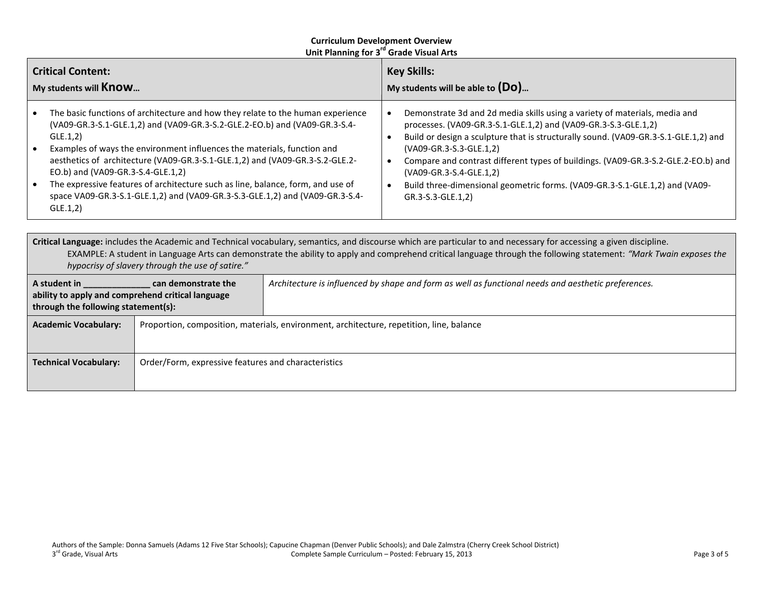**Curriculum Development Overview**
**Unit Planning for 3rd Grade Visual Arts**

| **Critical Content:** My students will **Know…** | **Key Skills:** My students will be able to **(Do)…** |
|---|---|
| • The basic functions of architecture and how they relate to the human experience (VA09-GR.3-S.1-GLE.1,2) and (VA09-GR.3-S.2-GLE.2-EO.b) and (VA09-GR.3-S.4-GLE.1,2)<br>• Examples of ways the environment influences the materials, function and aesthetics of architecture (VA09-GR.3-S.1-GLE.1,2) and (VA09-GR.3-S.2-GLE.2-EO.b) and (VA09-GR.3-S.4-GLE.1,2)<br>• The expressive features of architecture such as line, balance, form, and use of space VA09-GR.3-S.1-GLE.1,2) and (VA09-GR.3-S.3-GLE.1,2) and (VA09-GR.3-S.4-GLE.1,2) | • Demonstrate 3d and 2d media skills using a variety of materials, media and processes. (VA09-GR.3-S.1-GLE.1,2) and (VA09-GR.3-S.3-GLE.1,2)<br>• Build or design a sculpture that is structurally sound. (VA09-GR.3-S.1-GLE.1,2) and (VA09-GR.3-S.3-GLE.1,2)<br>• Compare and contrast different types of buildings. (VA09-GR.3-S.2-GLE.2-EO.b) and (VA09-GR.3-S.4-GLE.1,2)<br>• Build three-dimensional geometric forms. (VA09-GR.3-S.1-GLE.1,2) and (VA09-GR.3-S.3-GLE.1,2) |

**Critical Language:** includes the Academic and Technical vocabulary, semantics, and discourse which are particular to and necessary for accessing a given discipline.
EXAMPLE: A student in Language Arts can demonstrate the ability to apply and comprehend critical language through the following statement: *"Mark Twain exposes the hypocrisy of slavery through the use of satire."*

| | |
|---|---|
| **A student in ______________ can demonstrate the ability to apply and comprehend critical language through the following statement(s):** | *Architecture is influenced by shape and form as well as functional needs and aesthetic preferences.* |
| **Academic Vocabulary:** | Proportion, composition, materials, environment, architecture, repetition, line, balance |
| **Technical Vocabulary:** | Order/Form, expressive features and characteristics |

Authors of the Sample: Donna Samuels (Adams 12 Five Star Schools); Capucine Chapman (Denver Public Schools); and Dale Zalmstra (Cherry Creek School District)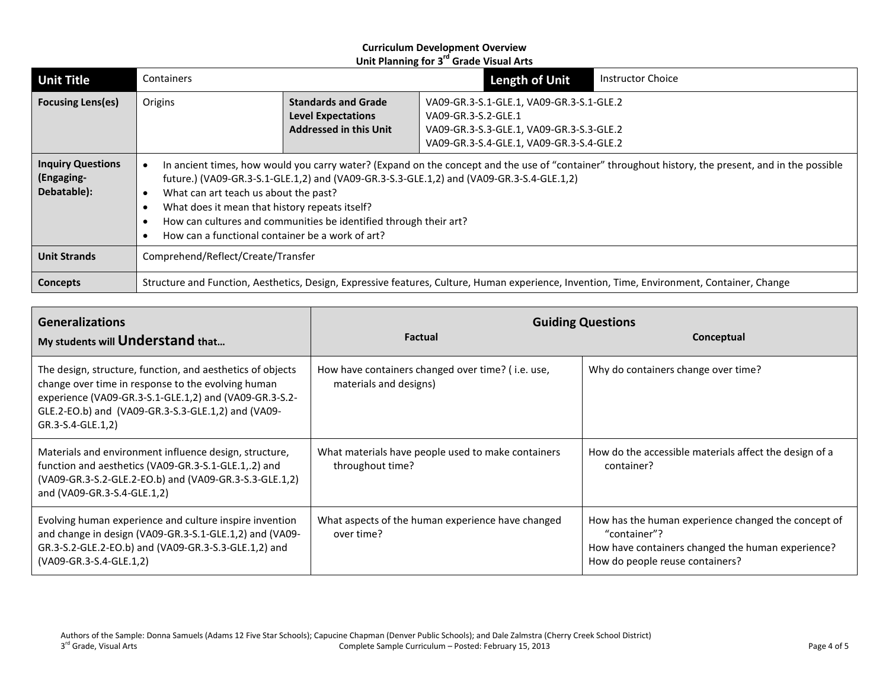**Curriculum Development Overview**
**Unit Planning for 3rd Grade Visual Arts**

| **Unit Title** | Containers | | **Length of Unit** | Instructor Choice |
|---|---|---|---|---|
| **Focusing Lens(es)** | Origins | **Standards and Grade Level Expectations Addressed in this Unit** | VA09-GR.3-S.1-GLE.1, VA09-GR.3-S.1-GLE.2<br>VA09-GR.3-S.2-GLE.1<br>VA09-GR.3-S.3-GLE.1, VA09-GR.3-S.3-GLE.2<br>VA09-GR.3-S.4-GLE.1, VA09-GR.3-S.4-GLE.2 | |
| **Inquiry Questions (Engaging-Debatable):** | • In ancient times, how would you carry water? (Expand on the concept and the use of "container" throughout history, the present, and in the possible future.) (VA09-GR.3-S.1-GLE.1,2) and (VA09-GR.3-S.3-GLE.1,2) and (VA09-GR.3-S.4-GLE.1,2)<br>• What can art teach us about the past?<br>• What does it mean that history repeats itself?<br>• How can cultures and communities be identified through their art?<br>• How can a functional container be a work of art? | | | |
| **Unit Strands** | Comprehend/Reflect/Create/Transfer | | | |
| **Concepts** | Structure and Function, Aesthetics, Design, Expressive features, Culture, Human experience, Invention, Time, Environment, Container, Change | | | |

| **Generalizations**<br>**My students will Understand that…** | **Guiding Questions**<br>**Factual** | **Conceptual** |
|---|---|---|
| The design, structure, function, and aesthetics of objects change over time in response to the evolving human experience (VA09-GR.3-S.1-GLE.1,2) and (VA09-GR.3-S.2-GLE.2-EO.b) and (VA09-GR.3-S.3-GLE.1,2) and (VA09-GR.3-S.4-GLE.1,2) | How have containers changed over time? ( i.e. use, materials and designs) | Why do containers change over time? |
| Materials and environment influence design, structure, function and aesthetics (VA09-GR.3-S.1-GLE.1,.2) and (VA09-GR.3-S.2-GLE.2-EO.b) and (VA09-GR.3-S.3-GLE.1,2) and (VA09-GR.3-S.4-GLE.1,2) | What materials have people used to make containers throughout time? | How do the accessible materials affect the design of a container? |
| Evolving human experience and culture inspire invention and change in design (VA09-GR.3-S.1-GLE.1,2) and (VA09-GR.3-S.2-GLE.2-EO.b) and (VA09-GR.3-S.3-GLE.1,2) and (VA09-GR.3-S.4-GLE.1,2) | What aspects of the human experience have changed over time? | How has the human experience changed the concept of "container"?<br>How have containers changed the human experience?<br>How do people reuse containers? |

Authors of the Sample: Donna Samuels (Adams 12 Five Star Schools); Capucine Chapman (Denver Public Schools); and Dale Zalmstra (Cherry Creek School District)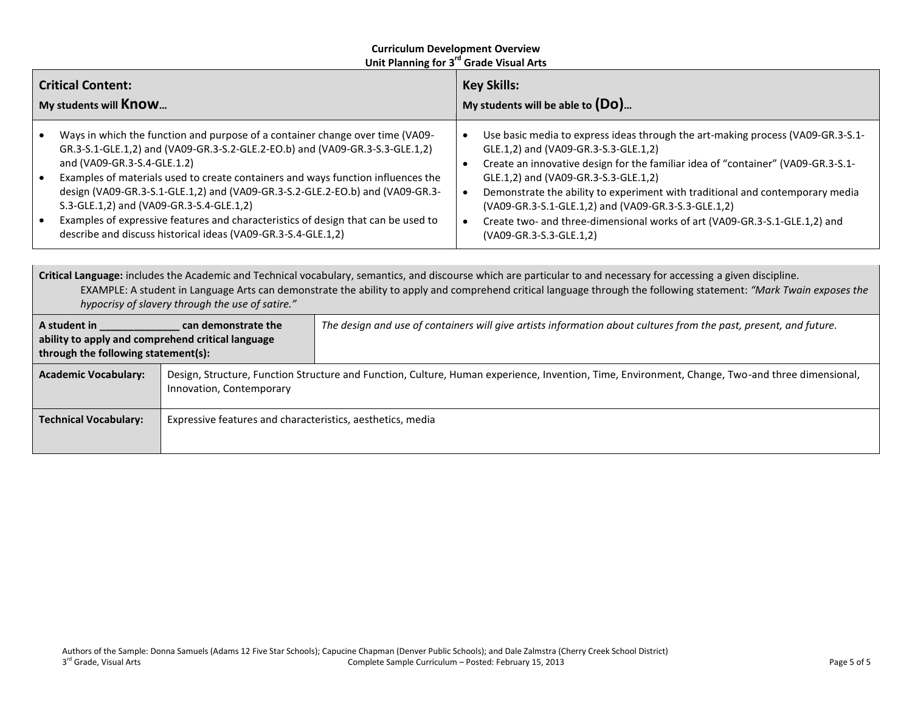**Curriculum Development Overview**
**Unit Planning for 3rd Grade Visual Arts**

| **Critical Content:** My students will **Know**… | **Key Skills:** My students will be able to **(Do)**… |
|---|---|
| • Ways in which the function and purpose of a container change over time (VA09-GR.3-S.1-GLE.1,2) and (VA09-GR.3-S.2-GLE.2-EO.b) and (VA09-GR.3-S.3-GLE.1,2) and (VA09-GR.3-S.4-GLE.1,2)<br>• Examples of materials used to create containers and ways function influences the design (VA09-GR.3-S.1-GLE.1,2) and (VA09-GR.3-S.2-GLE.2-EO.b) and (VA09-GR.3-S.3-GLE.1,2) and (VA09-GR.3-S.4-GLE.1,2)<br>• Examples of expressive features and characteristics of design that can be used to describe and discuss historical ideas (VA09-GR.3-S.4-GLE.1,2) | • Use basic media to express ideas through the art-making process (VA09-GR.3-S.1-GLE.1,2) and (VA09-GR.3-S.3-GLE.1,2)<br>• Create an innovative design for the familiar idea of "container" (VA09-GR.3-S.1-GLE.1,2) and (VA09-GR.3-S.3-GLE.1,2)<br>• Demonstrate the ability to experiment with traditional and contemporary media (VA09-GR.3-S.1-GLE.1,2) and (VA09-GR.3-S.3-GLE.1,2)<br>• Create two- and three-dimensional works of art (VA09-GR.3-S.1-GLE.1,2) and (VA09-GR.3-S.3-GLE.1,2) |

**Critical Language:** includes the Academic and Technical vocabulary, semantics, and discourse which are particular to and necessary for accessing a given discipline.
EXAMPLE: A student in Language Arts can demonstrate the ability to apply and comprehend critical language through the following statement: *"Mark Twain exposes the hypocrisy of slavery through the use of satire."*

| | |
|---|---|
| **A student in ______________ can demonstrate the ability to apply and comprehend critical language through the following statement(s):** | *The design and use of containers will give artists information about cultures from the past, present, and future.* |
| **Academic Vocabulary:** | Design, Structure, Function Structure and Function, Culture, Human experience, Invention, Time, Environment, Change, Two-and three dimensional, Innovation, Contemporary |
| **Technical Vocabulary:** | Expressive features and characteristics, aesthetics, media |

Authors of the Sample: Donna Samuels (Adams 12 Five Star Schools); Capucine Chapman (Denver Public Schools); and Dale Zalmstra (Cherry Creek School District)
3rd Grade, Visual Arts — Complete Sample Curriculum – Posted: February 15, 2013